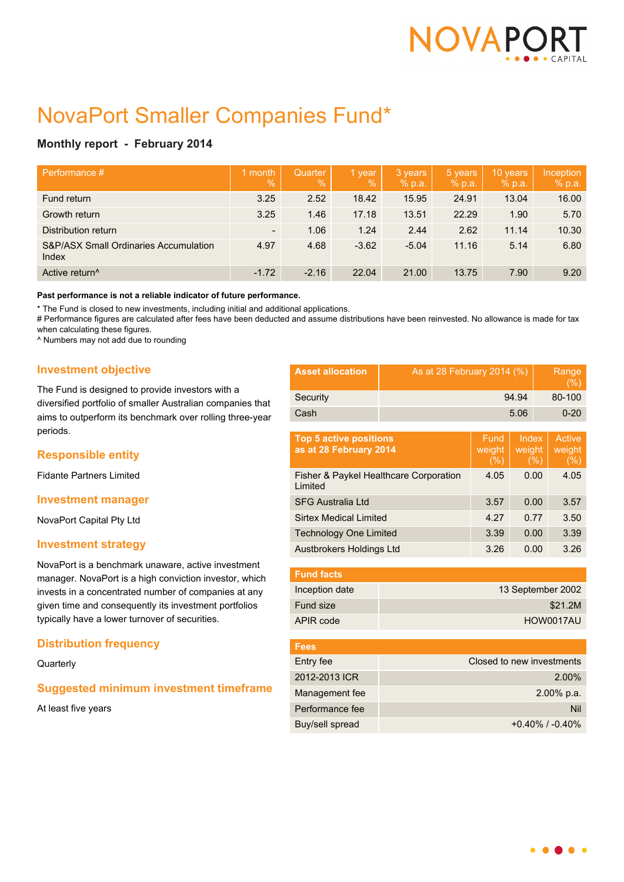# NovaPort Smaller Companies Fund*

### Monthly report - February 2014

| Performance # | 1 month % | Quarter % | 1 year % | 3 years % p.a. | 5 years % p.a. | 10 years % p.a. | Inception % p.a. |
|---|---|---|---|---|---|---|---|
| Fund return | 3.25 | 2.52 | 18.42 | 15.95 | 24.91 | 13.04 | 16.00 |
| Growth return | 3.25 | 1.46 | 17.18 | 13.51 | 22.29 | 1.90 | 5.70 |
| Distribution return | - | 1.06 | 1.24 | 2.44 | 2.62 | 11.14 | 10.30 |
| S&P/ASX Small Ordinaries Accumulation Index | 4.97 | 4.68 | -3.62 | -5.04 | 11.16 | 5.14 | 6.80 |
| Active return^ | -1.72 | -2.16 | 22.04 | 21.00 | 13.75 | 7.90 | 9.20 |

**Past performance is not a reliable indicator of future performance.**

* The Fund is closed to new investments, including initial and additional applications.
# Performance figures are calculated after fees have been deducted and assume distributions have been reinvested. No allowance is made for tax when calculating these figures.
^ Numbers may not add due to rounding

## Investment objective

The Fund is designed to provide investors with a diversified portfolio of smaller Australian companies that aims to outperform its benchmark over rolling three-year periods.

## Responsible entity

Fidante Partners Limited

## Investment manager

NovaPort Capital Pty Ltd

## Investment strategy

NovaPort is a benchmark unaware, active investment manager. NovaPort is a high conviction investor, which invests in a concentrated number of companies at any given time and consequently its investment portfolios typically have a lower turnover of securities.

## Distribution frequency

Quarterly

## Suggested minimum investment timeframe

At least five years

| Asset allocation | As at 28 February 2014 (%) | Range (%) |
|---|---|---|
| Security | 94.94 | 80-100 |
| Cash | 5.06 | 0-20 |

| Top 5 active positions as at 28 February 2014 | Fund weight (%) | Index weight (%) | Active weight (%) |
|---|---|---|---|
| Fisher & Paykel Healthcare Corporation Limited | 4.05 | 0.00 | 4.05 |
| SFG Australia Ltd | 3.57 | 0.00 | 3.57 |
| Sirtex Medical Limited | 4.27 | 0.77 | 3.50 |
| Technology One Limited | 3.39 | 0.00 | 3.39 |
| Austbrokers Holdings Ltd | 3.26 | 0.00 | 3.26 |

| Fund facts | |
|---|---|
| Inception date | 13 September 2002 |
| Fund size | $21.2M |
| APIR code | HOW0017AU |

| Fees | |
|---|---|
| Entry fee | Closed to new investments |
| 2012-2013 ICR | 2.00% |
| Management fee | 2.00% p.a. |
| Performance fee | Nil |
| Buy/sell spread | +0.40% / -0.40% |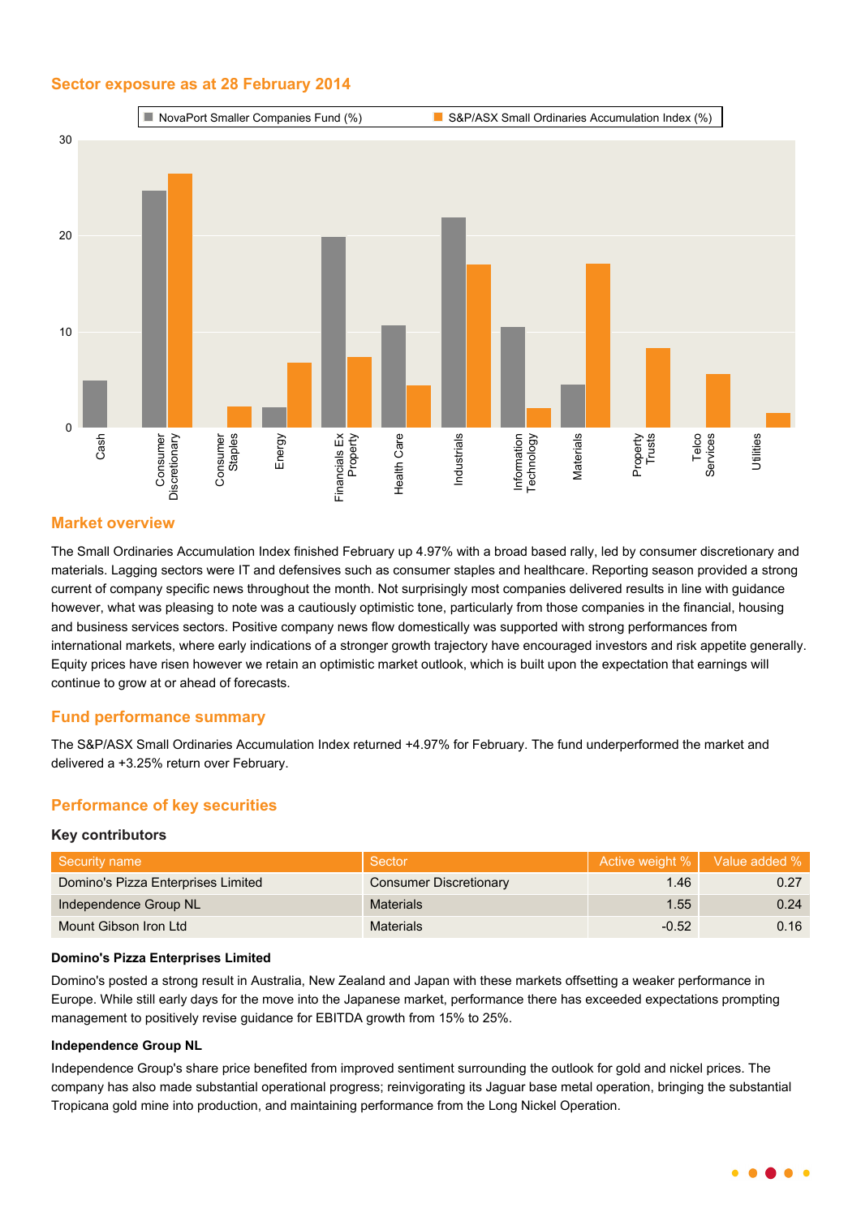## Sector exposure as at 28 February 2014

## Market overview

The Small Ordinaries Accumulation Index finished February up 4.97% with a broad based rally, led by consumer discretionary and materials. Lagging sectors were IT and defensives such as consumer staples and healthcare. Reporting season provided a strong current of company specific news throughout the month. Not surprisingly most companies delivered results in line with guidance however, what was pleasing to note was a cautiously optimistic tone, particularly from those companies in the financial, housing and business services sectors. Positive company news flow domestically was supported with strong performances from international markets, where early indications of a stronger growth trajectory have encouraged investors and risk appetite generally. Equity prices have risen however we retain an optimistic market outlook, which is built upon the expectation that earnings will continue to grow at or ahead of forecasts.

## Fund performance summary

The S&P/ASX Small Ordinaries Accumulation Index returned +4.97% for February. The fund underperformed the market and delivered a +3.25% return over February.

## Performance of key securities

### Key contributors

| Security name | Sector | Active weight % | Value added % |
|---|---|---|---|
| Domino's Pizza Enterprises Limited | Consumer Discretionary | 1.46 | 0.27 |
| Independence Group NL | Materials | 1.55 | 0.24 |
| Mount Gibson Iron Ltd | Materials | -0.52 | 0.16 |

**Domino's Pizza Enterprises Limited**

Domino's posted a strong result in Australia, New Zealand and Japan with these markets offsetting a weaker performance in Europe. While still early days for the move into the Japanese market, performance there has exceeded expectations prompting management to positively revise guidance for EBITDA growth from 15% to 25%.

**Independence Group NL**

Independence Group's share price benefited from improved sentiment surrounding the outlook for gold and nickel prices. The company has also made substantial operational progress; reinvigorating its Jaguar base metal operation, bringing the substantial Tropicana gold mine into production, and maintaining performance from the Long Nickel Operation.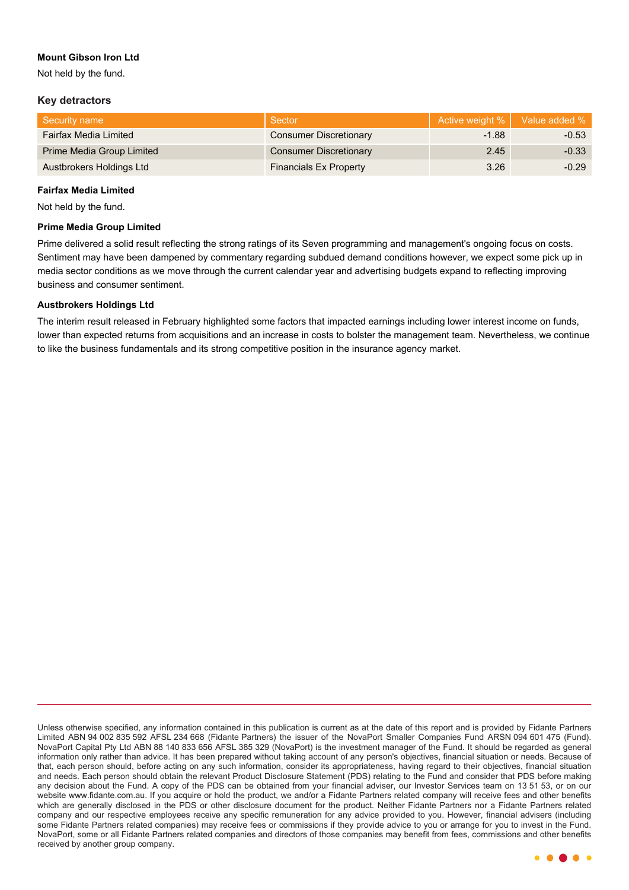**Mount Gibson Iron Ltd**

Not held by the fund.

### Key detractors

| Security name | Sector | Active weight % | Value added % |
|---|---|---|---|
| Fairfax Media Limited | Consumer Discretionary | -1.88 | -0.53 |
| Prime Media Group Limited | Consumer Discretionary | 2.45 | -0.33 |
| Austbrokers Holdings Ltd | Financials Ex Property | 3.26 | -0.29 |

**Fairfax Media Limited**

Not held by the fund.

**Prime Media Group Limited**

Prime delivered a solid result reflecting the strong ratings of its Seven programming and management's ongoing focus on costs. Sentiment may have been dampened by commentary regarding subdued demand conditions however, we expect some pick up in media sector conditions as we move through the current calendar year and advertising budgets expand to reflecting improving business and consumer sentiment.

**Austbrokers Holdings Ltd**

The interim result released in February highlighted some factors that impacted earnings including lower interest income on funds, lower than expected returns from acquisitions and an increase in costs to bolster the management team. Nevertheless, we continue to like the business fundamentals and its strong competitive position in the insurance agency market.

---

Unless otherwise specified, any information contained in this publication is current as at the date of this report and is provided by Fidante Partners Limited ABN 94 002 835 592 AFSL 234 668 (Fidante Partners) the issuer of the NovaPort Smaller Companies Fund ARSN 094 601 475 (Fund). NovaPort Capital Pty Ltd ABN 88 140 833 656 AFSL 385 329 (NovaPort) is the investment manager of the Fund. It should be regarded as general information only rather than advice. It has been prepared without taking account of any person's objectives, financial situation or needs. Because of that, each person should, before acting on any such information, consider its appropriateness, having regard to their objectives, financial situation and needs. Each person should obtain the relevant Product Disclosure Statement (PDS) relating to the Fund and consider that PDS before making any decision about the Fund. A copy of the PDS can be obtained from your financial adviser, our Investor Services team on 13 51 53, or on our website www.fidante.com.au. If you acquire or hold the product, we and/or a Fidante Partners related company will receive fees and other benefits which are generally disclosed in the PDS or other disclosure document for the product. Neither Fidante Partners nor a Fidante Partners related company and our respective employees receive any specific remuneration for any advice provided to you. However, financial advisers (including some Fidante Partners related companies) may receive fees or commissions if they provide advice to you or arrange for you to invest in the Fund. NovaPort, some or all Fidante Partners related companies and directors of those companies may benefit from fees, commissions and other benefits received by another group company.